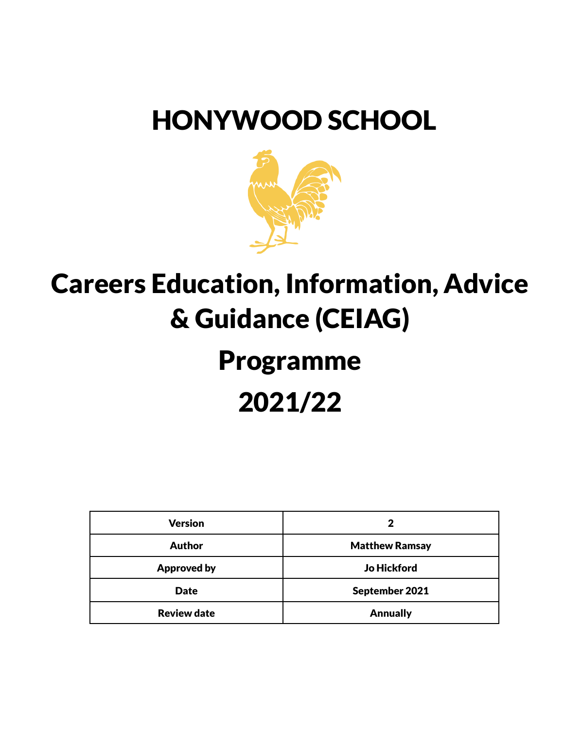# HONYWOOD SCHOOL

# Careers Education, Information, Advice & Guidance (CEIAG)

# Programme

# 2021/22

| Version | 2 |
|---|---|
| Author | Matthew Ramsay |
| Approved by | Jo Hickford |
| Date | September 2021 |
| Review date | Annually |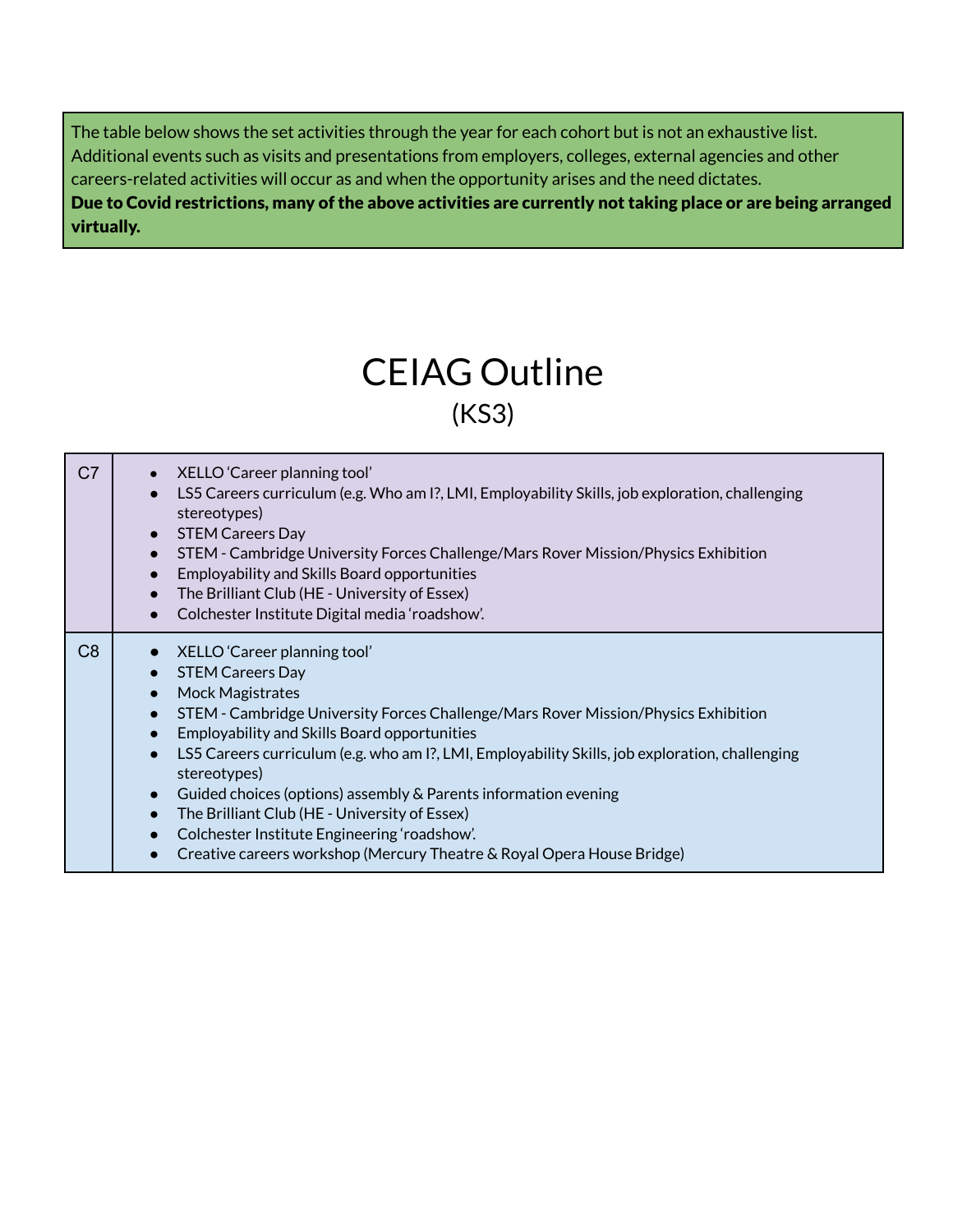The table below shows the set activities through the year for each cohort but is not an exhaustive list. Additional events such as visits and presentations from employers, colleges, external agencies and other careers-related activities will occur as and when the opportunity arises and the need dictates.
**Due to Covid restrictions, many of the above activities are currently not taking place or are being arranged virtually.**

# CEIAG Outline

## (KS3)

| | |
|---|---|
| C7 | • XELLO 'Career planning tool'<br>• LS5 Careers curriculum (e.g. Who am I?, LMI, Employability Skills, job exploration, challenging stereotypes)<br>• STEM Careers Day<br>• STEM - Cambridge University Forces Challenge/Mars Rover Mission/Physics Exhibition<br>• Employability and Skills Board opportunities<br>• The Brilliant Club (HE - University of Essex)<br>• Colchester Institute Digital media 'roadshow'. |
| C8 | • XELLO 'Career planning tool'<br>• STEM Careers Day<br>• Mock Magistrates<br>• STEM - Cambridge University Forces Challenge/Mars Rover Mission/Physics Exhibition<br>• Employability and Skills Board opportunities<br>• LS5 Careers curriculum (e.g. who am I?, LMI, Employability Skills, job exploration, challenging stereotypes)<br>• Guided choices (options) assembly & Parents information evening<br>• The Brilliant Club (HE - University of Essex)<br>• Colchester Institute Engineering 'roadshow'.<br>• Creative careers workshop (Mercury Theatre & Royal Opera House Bridge) |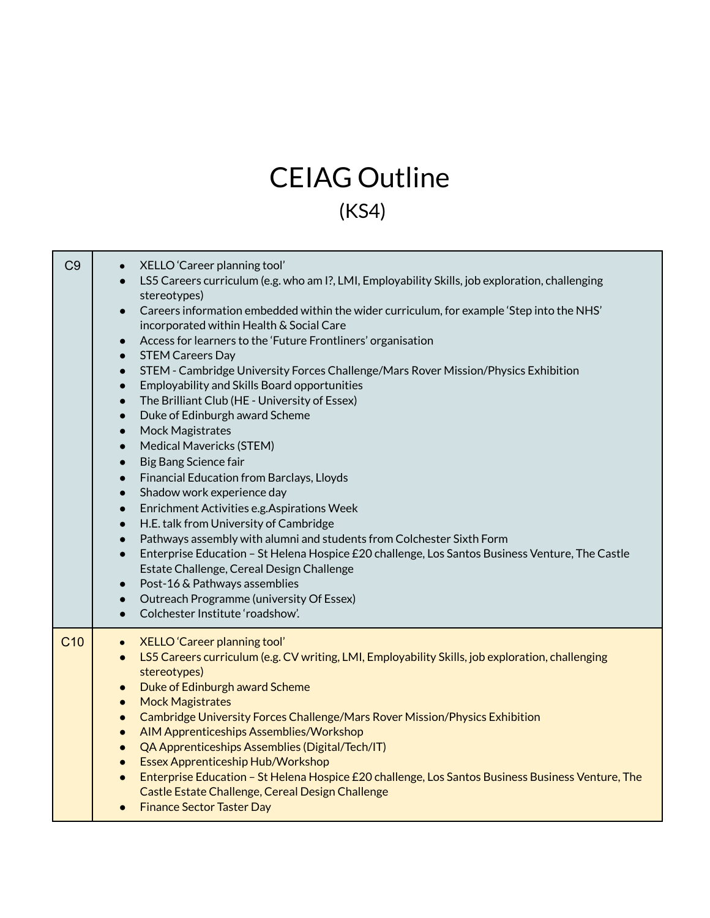# CEIAG Outline

(KS4)

| | |
|---|---|
| C9 | • XELLO 'Career planning tool'<br>• LS5 Careers curriculum (e.g. who am I?, LMI, Employability Skills, job exploration, challenging stereotypes)<br>• Careers information embedded within the wider curriculum, for example 'Step into the NHS' incorporated within Health & Social Care<br>• Access for learners to the 'Future Frontliners' organisation<br>• STEM Careers Day<br>• STEM - Cambridge University Forces Challenge/Mars Rover Mission/Physics Exhibition<br>• Employability and Skills Board opportunities<br>• The Brilliant Club (HE - University of Essex)<br>• Duke of Edinburgh award Scheme<br>• Mock Magistrates<br>• Medical Mavericks (STEM)<br>• Big Bang Science fair<br>• Financial Education from Barclays, Lloyds<br>• Shadow work experience day<br>• Enrichment Activities e.g.Aspirations Week<br>• H.E. talk from University of Cambridge<br>• Pathways assembly with alumni and students from Colchester Sixth Form<br>• Enterprise Education – St Helena Hospice £20 challenge, Los Santos Business Venture, The Castle Estate Challenge, Cereal Design Challenge<br>• Post-16 & Pathways assemblies<br>• Outreach Programme (university Of Essex)<br>• Colchester Institute 'roadshow'. |
| C10 | • XELLO 'Career planning tool'<br>• LS5 Careers curriculum (e.g. CV writing, LMI, Employability Skills, job exploration, challenging stereotypes)<br>• Duke of Edinburgh award Scheme<br>• Mock Magistrates<br>• Cambridge University Forces Challenge/Mars Rover Mission/Physics Exhibition<br>• AIM Apprenticeships Assemblies/Workshop<br>• QA Apprenticeships Assemblies (Digital/Tech/IT)<br>• Essex Apprenticeship Hub/Workshop<br>• Enterprise Education – St Helena Hospice £20 challenge, Los Santos Business Business Venture, The Castle Estate Challenge, Cereal Design Challenge<br>• Finance Sector Taster Day |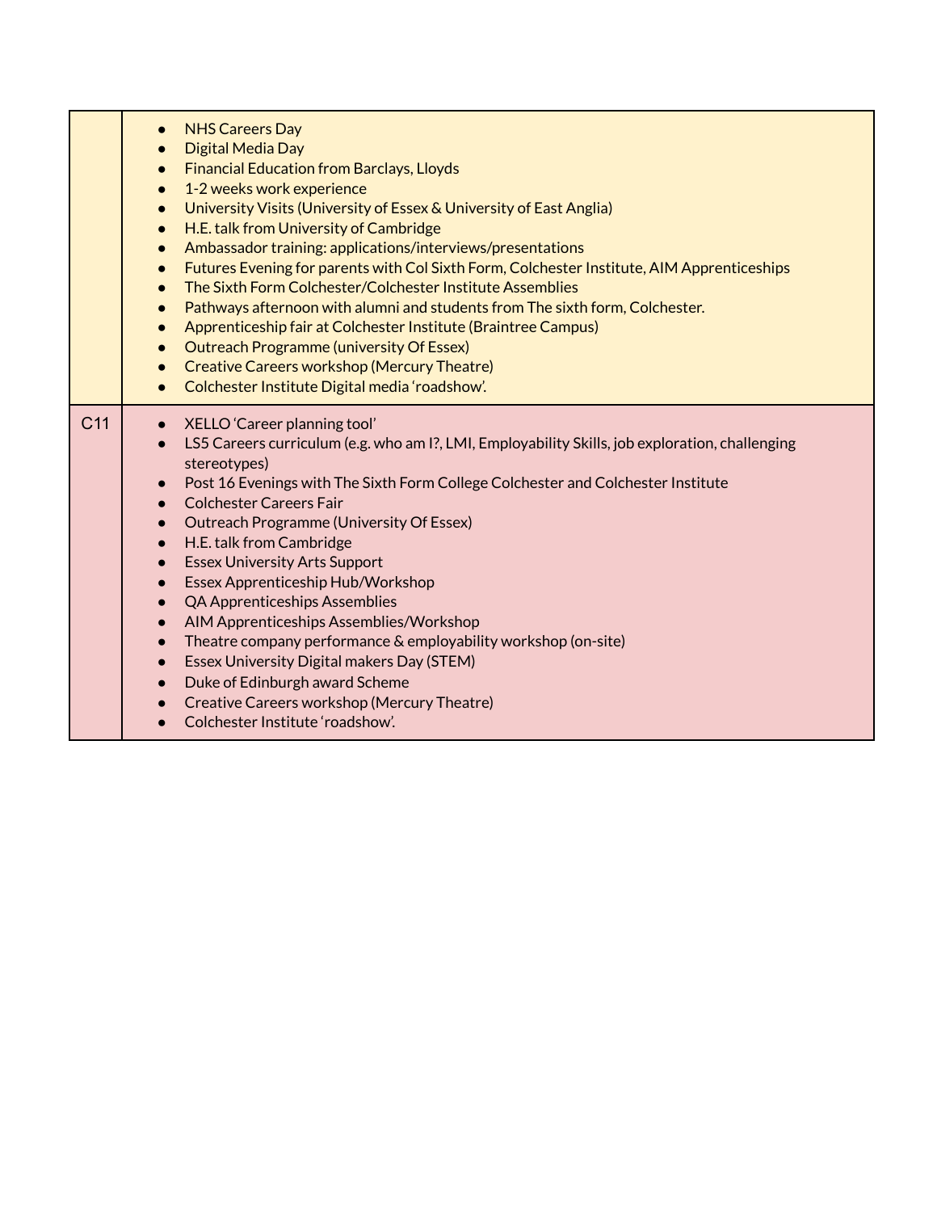| | |
|---|---|
| | • NHS Careers Day<br>• Digital Media Day<br>• Financial Education from Barclays, Lloyds<br>• 1-2 weeks work experience<br>• University Visits (University of Essex & University of East Anglia)<br>• H.E. talk from University of Cambridge<br>• Ambassador training: applications/interviews/presentations<br>• Futures Evening for parents with Col Sixth Form, Colchester Institute, AIM Apprenticeships<br>• The Sixth Form Colchester/Colchester Institute Assemblies<br>• Pathways afternoon with alumni and students from The sixth form, Colchester.<br>• Apprenticeship fair at Colchester Institute (Braintree Campus)<br>• Outreach Programme (university Of Essex)<br>• Creative Careers workshop (Mercury Theatre)<br>• Colchester Institute Digital media 'roadshow'. |
| C11 | • XELLO 'Career planning tool'<br>• LS5 Careers curriculum (e.g. who am I?, LMI, Employability Skills, job exploration, challenging stereotypes)<br>• Post 16 Evenings with The Sixth Form College Colchester and Colchester Institute<br>• Colchester Careers Fair<br>• Outreach Programme (University Of Essex)<br>• H.E. talk from Cambridge<br>• Essex University Arts Support<br>• Essex Apprenticeship Hub/Workshop<br>• QA Apprenticeships Assemblies<br>• AIM Apprenticeships Assemblies/Workshop<br>• Theatre company performance & employability workshop (on-site)<br>• Essex University Digital makers Day (STEM)<br>• Duke of Edinburgh award Scheme<br>• Creative Careers workshop (Mercury Theatre)<br>• Colchester Institute 'roadshow'. |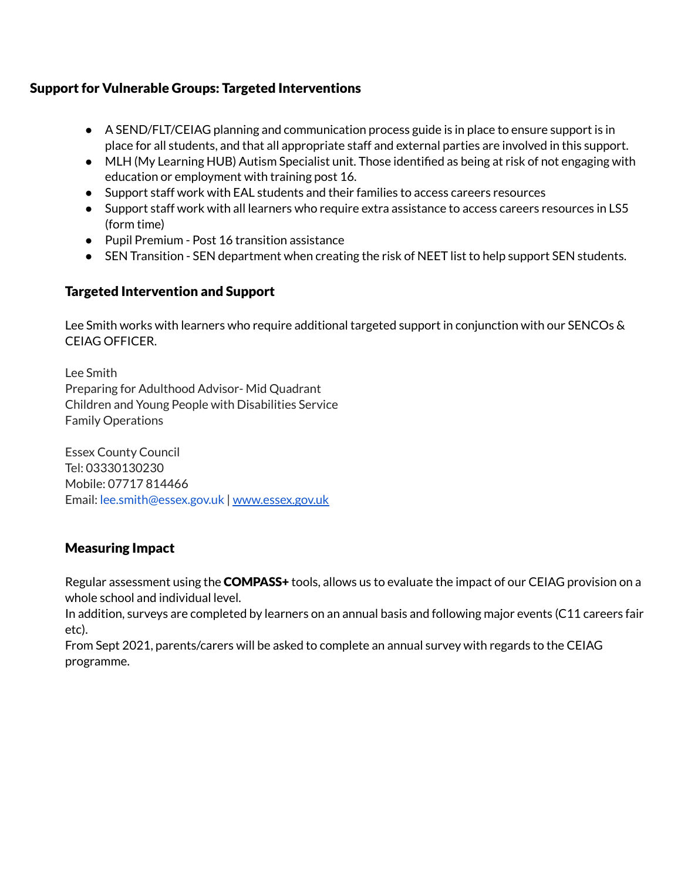## Support for Vulnerable Groups: Targeted Interventions

- A SEND/FLT/CEIAG planning and communication process guide is in place to ensure support is in place for all students, and that all appropriate staff and external parties are involved in this support.
- MLH (My Learning HUB) Autism Specialist unit. Those identified as being at risk of not engaging with education or employment with training post 16.
- Support staff work with EAL students and their families to access careers resources
- Support staff work with all learners who require extra assistance to access careers resources in LS5 (form time)
- Pupil Premium - Post 16 transition assistance
- SEN Transition - SEN department when creating the risk of NEET list to help support SEN students.

### Targeted Intervention and Support

Lee Smith works with learners who require additional targeted support in conjunction with our SENCOs & CEIAG OFFICER.

Lee Smith
Preparing for Adulthood Advisor- Mid Quadrant
Children and Young People with Disabilities Service
Family Operations

Essex County Council
Tel: 03330130230
Mobile: 07717 814466
Email: lee.smith@essex.gov.uk | www.essex.gov.uk

### Measuring Impact

Regular assessment using the **COMPASS+** tools, allows us to evaluate the impact of our CEIAG provision on a whole school and individual level.
In addition, surveys are completed by learners on an annual basis and following major events (C11 careers fair etc).
From Sept 2021, parents/carers will be asked to complete an annual survey with regards to the CEIAG programme.